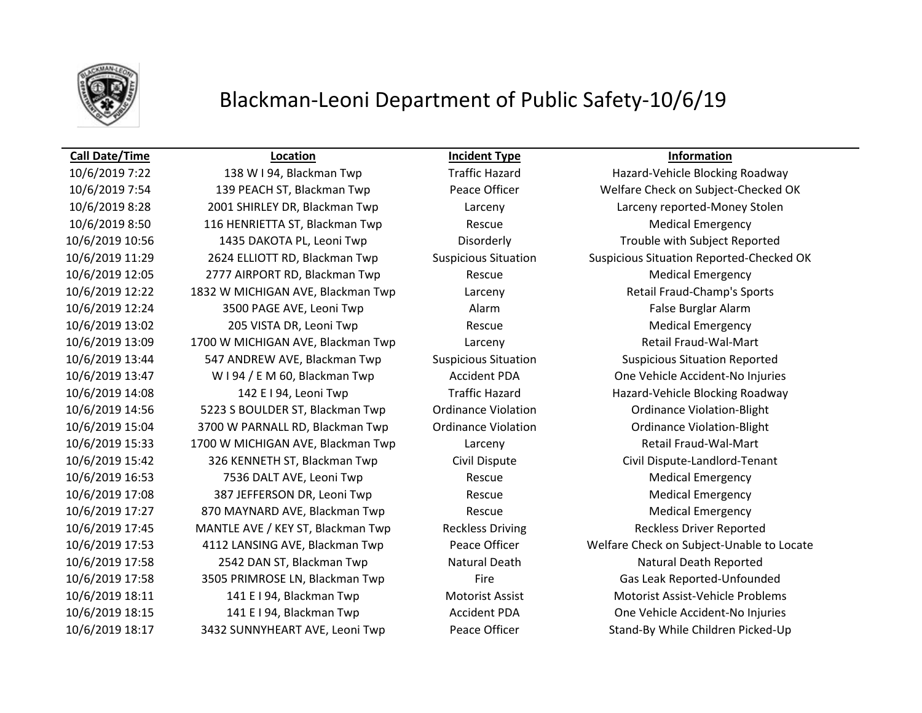# Blackman-Leoni Department of Public Safety-10/6/19

| Call Date/Time | Location | Incident Type | Information |
|---|---|---|---|
| 10/6/2019 7:22 | 138 W I 94, Blackman Twp | Traffic Hazard | Hazard-Vehicle Blocking Roadway |
| 10/6/2019 7:54 | 139 PEACH ST, Blackman Twp | Peace Officer | Welfare Check on Subject-Checked OK |
| 10/6/2019 8:28 | 2001 SHIRLEY DR, Blackman Twp | Larceny | Larceny reported-Money Stolen |
| 10/6/2019 8:50 | 116 HENRIETTA ST, Blackman Twp | Rescue | Medical Emergency |
| 10/6/2019 10:56 | 1435 DAKOTA PL, Leoni Twp | Disorderly | Trouble with Subject Reported |
| 10/6/2019 11:29 | 2624 ELLIOTT RD, Blackman Twp | Suspicious Situation | Suspicious Situation Reported-Checked OK |
| 10/6/2019 12:05 | 2777 AIRPORT RD, Blackman Twp | Rescue | Medical Emergency |
| 10/6/2019 12:22 | 1832 W MICHIGAN AVE, Blackman Twp | Larceny | Retail Fraud-Champ's Sports |
| 10/6/2019 12:24 | 3500 PAGE AVE, Leoni Twp | Alarm | False Burglar Alarm |
| 10/6/2019 13:02 | 205 VISTA DR, Leoni Twp | Rescue | Medical Emergency |
| 10/6/2019 13:09 | 1700 W MICHIGAN AVE, Blackman Twp | Larceny | Retail Fraud-Wal-Mart |
| 10/6/2019 13:44 | 547 ANDREW AVE, Blackman Twp | Suspicious Situation | Suspicious Situation Reported |
| 10/6/2019 13:47 | W I 94 / E M 60, Blackman Twp | Accident PDA | One Vehicle Accident-No Injuries |
| 10/6/2019 14:08 | 142 E I 94, Leoni Twp | Traffic Hazard | Hazard-Vehicle Blocking Roadway |
| 10/6/2019 14:56 | 5223 S BOULDER ST, Blackman Twp | Ordinance Violation | Ordinance Violation-Blight |
| 10/6/2019 15:04 | 3700 W PARNALL RD, Blackman Twp | Ordinance Violation | Ordinance Violation-Blight |
| 10/6/2019 15:33 | 1700 W MICHIGAN AVE, Blackman Twp | Larceny | Retail Fraud-Wal-Mart |
| 10/6/2019 15:42 | 326 KENNETH ST, Blackman Twp | Civil Dispute | Civil Dispute-Landlord-Tenant |
| 10/6/2019 16:53 | 7536 DALT AVE, Leoni Twp | Rescue | Medical Emergency |
| 10/6/2019 17:08 | 387 JEFFERSON DR, Leoni Twp | Rescue | Medical Emergency |
| 10/6/2019 17:27 | 870 MAYNARD AVE, Blackman Twp | Rescue | Medical Emergency |
| 10/6/2019 17:45 | MANTLE AVE / KEY ST, Blackman Twp | Reckless Driving | Reckless Driver Reported |
| 10/6/2019 17:53 | 4112 LANSING AVE, Blackman Twp | Peace Officer | Welfare Check on Subject-Unable to Locate |
| 10/6/2019 17:58 | 2542 DAN ST, Blackman Twp | Natural Death | Natural Death Reported |
| 10/6/2019 17:58 | 3505 PRIMROSE LN, Blackman Twp | Fire | Gas Leak Reported-Unfounded |
| 10/6/2019 18:11 | 141 E I 94, Blackman Twp | Motorist Assist | Motorist Assist-Vehicle Problems |
| 10/6/2019 18:15 | 141 E I 94, Blackman Twp | Accident PDA | One Vehicle Accident-No Injuries |
| 10/6/2019 18:17 | 3432 SUNNYHEART AVE, Leoni Twp | Peace Officer | Stand-By While Children Picked-Up |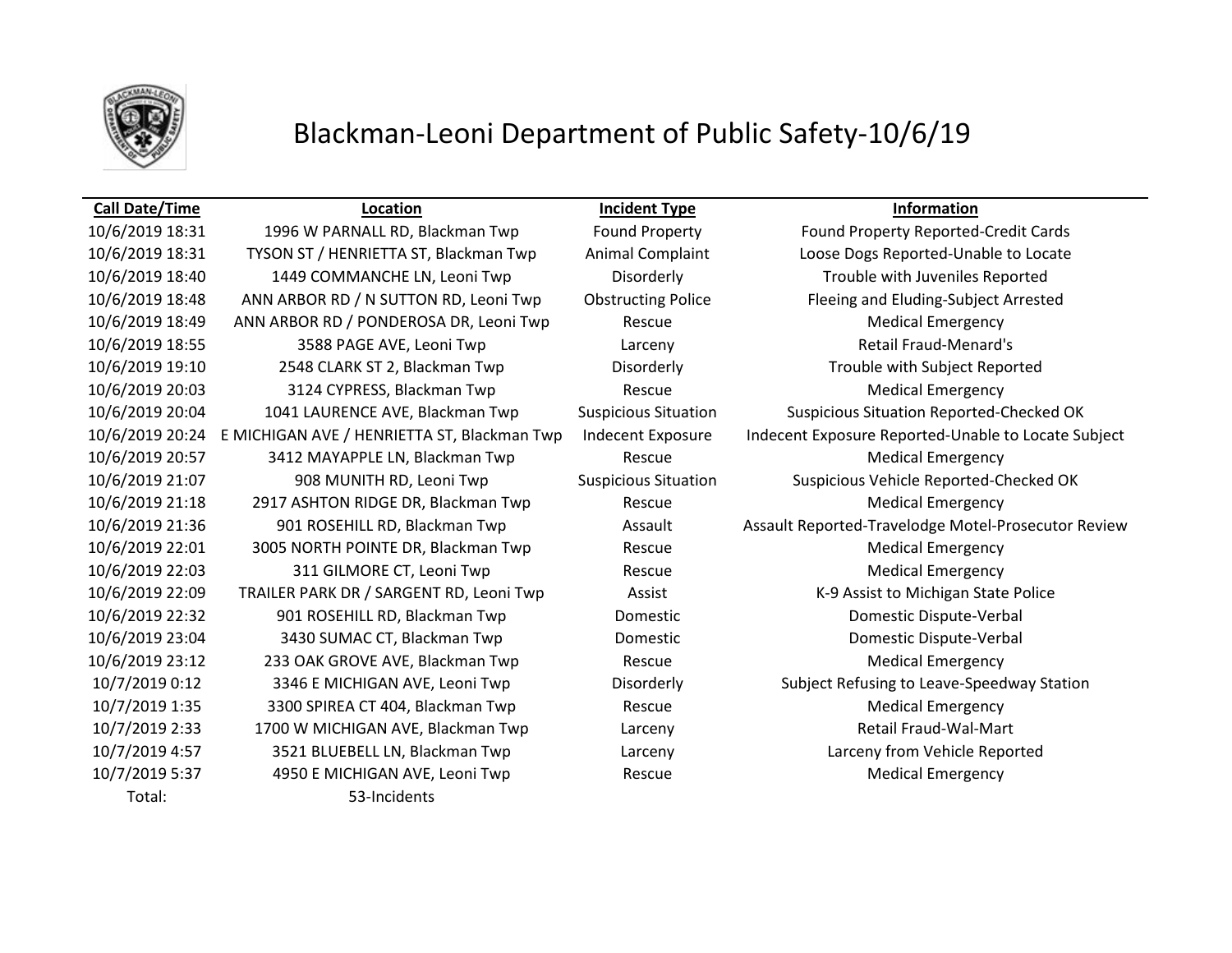# Blackman-Leoni Department of Public Safety-10/6/19

| Call Date/Time | Location | Incident Type | Information |
|---|---|---|---|
| 10/6/2019 18:31 | 1996 W PARNALL RD, Blackman Twp | Found Property | Found Property Reported-Credit Cards |
| 10/6/2019 18:31 | TYSON ST / HENRIETTA ST, Blackman Twp | Animal Complaint | Loose Dogs Reported-Unable to Locate |
| 10/6/2019 18:40 | 1449 COMMANCHE LN, Leoni Twp | Disorderly | Trouble with Juveniles Reported |
| 10/6/2019 18:48 | ANN ARBOR RD / N SUTTON RD, Leoni Twp | Obstructing Police | Fleeing and Eluding-Subject Arrested |
| 10/6/2019 18:49 | ANN ARBOR RD / PONDEROSA DR, Leoni Twp | Rescue | Medical Emergency |
| 10/6/2019 18:55 | 3588 PAGE AVE, Leoni Twp | Larceny | Retail Fraud-Menard's |
| 10/6/2019 19:10 | 2548 CLARK ST 2, Blackman Twp | Disorderly | Trouble with Subject Reported |
| 10/6/2019 20:03 | 3124 CYPRESS, Blackman Twp | Rescue | Medical Emergency |
| 10/6/2019 20:04 | 1041 LAURENCE AVE, Blackman Twp | Suspicious Situation | Suspicious Situation Reported-Checked OK |
| 10/6/2019 20:24 | E MICHIGAN AVE / HENRIETTA ST, Blackman Twp | Indecent Exposure | Indecent Exposure Reported-Unable to Locate Subject |
| 10/6/2019 20:57 | 3412 MAYAPPLE LN, Blackman Twp | Rescue | Medical Emergency |
| 10/6/2019 21:07 | 908 MUNITH RD, Leoni Twp | Suspicious Situation | Suspicious Vehicle Reported-Checked OK |
| 10/6/2019 21:18 | 2917 ASHTON RIDGE DR, Blackman Twp | Rescue | Medical Emergency |
| 10/6/2019 21:36 | 901 ROSEHILL RD, Blackman Twp | Assault | Assault Reported-Travelodge Motel-Prosecutor Review |
| 10/6/2019 22:01 | 3005 NORTH POINTE DR, Blackman Twp | Rescue | Medical Emergency |
| 10/6/2019 22:03 | 311 GILMORE CT, Leoni Twp | Rescue | Medical Emergency |
| 10/6/2019 22:09 | TRAILER PARK DR / SARGENT RD, Leoni Twp | Assist | K-9 Assist to Michigan State Police |
| 10/6/2019 22:32 | 901 ROSEHILL RD, Blackman Twp | Domestic | Domestic Dispute-Verbal |
| 10/6/2019 23:04 | 3430 SUMAC CT, Blackman Twp | Domestic | Domestic Dispute-Verbal |
| 10/6/2019 23:12 | 233 OAK GROVE AVE, Blackman Twp | Rescue | Medical Emergency |
| 10/7/2019 0:12 | 3346 E MICHIGAN AVE, Leoni Twp | Disorderly | Subject Refusing to Leave-Speedway Station |
| 10/7/2019 1:35 | 3300 SPIREA CT 404, Blackman Twp | Rescue | Medical Emergency |
| 10/7/2019 2:33 | 1700 W MICHIGAN AVE, Blackman Twp | Larceny | Retail Fraud-Wal-Mart |
| 10/7/2019 4:57 | 3521 BLUEBELL LN, Blackman Twp | Larceny | Larceny from Vehicle Reported |
| 10/7/2019 5:37 | 4950 E MICHIGAN AVE, Leoni Twp | Rescue | Medical Emergency |
| Total: | 53-Incidents | | |